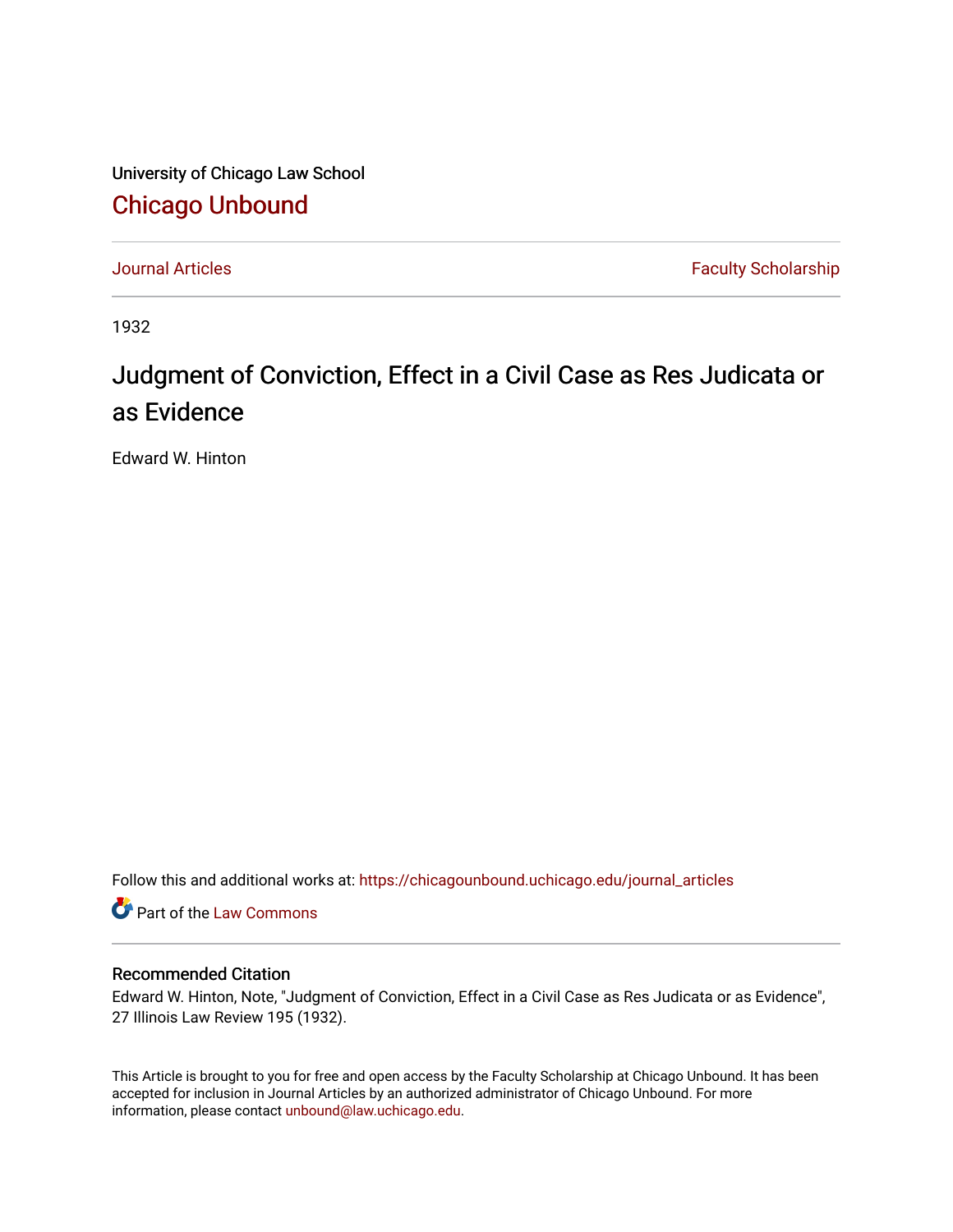University of Chicago Law School

## Chicago Unbound

Journal Articles | Faculty Scholarship

1932

# Judgment of Conviction, Effect in a Civil Case as Res Judicata or as Evidence

Edward W. Hinton

Follow this and additional works at: https://chicagounbound.uchicago.edu/journal_articles

Part of the Law Commons

### Recommended Citation

Edward W. Hinton, Note, "Judgment of Conviction, Effect in a Civil Case as Res Judicata or as Evidence", 27 Illinois Law Review 195 (1932).

This Article is brought to you for free and open access by the Faculty Scholarship at Chicago Unbound. It has been accepted for inclusion in Journal Articles by an authorized administrator of Chicago Unbound. For more information, please contact unbound@law.uchicago.edu.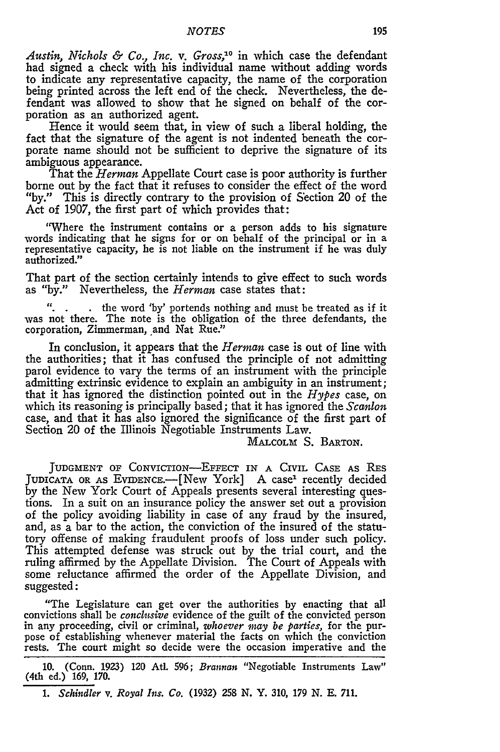*Austin, Nichols & Co., Inc.* v. *Gross*,[10] in which case the defendant had signed a check with his individual name without adding words to indicate any representative capacity, the name of the corporation being printed across the left end of the check. Nevertheless, the defendant was allowed to show that he signed on behalf of the corporation as an authorized agent.

Hence it would seem that, in view of such a liberal holding, the fact that the signature of the agent is not indented beneath the corporate name should not be sufficient to deprive the signature of its ambiguous appearance.

That the *Herman* Appellate Court case is poor authority is further borne out by the fact that it refuses to consider the effect of the word "by." This is directly contrary to the provision of Section 20 of the Act of 1907, the first part of which provides that:

> "Where the instrument contains or a person adds to his signature words indicating that he signs for or on behalf of the principal or in a representative capacity, he is not liable on the instrument if he was duly authorized."

That part of the section certainly intends to give effect to such words as "by." Nevertheless, the *Herman* case states that:

> ". . . the word 'by' portends nothing and must be treated as if it was not there. The note is the obligation of the three defendants, the corporation, Zimmerman, and Nat Rue."

In conclusion, it appears that the *Herman* case is out of line with the authorities; that it has confused the principle of not admitting parol evidence to vary the terms of an instrument with the principle admitting extrinsic evidence to explain an ambiguity in an instrument; that it has ignored the distinction pointed out in the *Hypes* case, on which its reasoning is principally based; that it has ignored the *Scanlon* case, and that it has also ignored the significance of the first part of Section 20 of the Illinois Negotiable Instruments Law.

MALCOLM S. BARTON.

JUDGMENT OF CONVICTION—EFFECT IN A CIVIL CASE AS RES JUDICATA OR AS EVIDENCE.—[New York] A case[1] recently decided by the New York Court of Appeals presents several interesting questions. In a suit on an insurance policy the answer set out a provision of the policy avoiding liability in case of any fraud by the insured, and, as a bar to the action, the conviction of the insured of the statutory offense of making fraudulent proofs of loss under such policy. This attempted defense was struck out by the trial court, and the ruling affirmed by the Appellate Division. The Court of Appeals with some reluctance affirmed the order of the Appellate Division, and suggested:

> "The Legislature can get over the authorities by enacting that all convictions shall be *conclusive* evidence of the guilt of the convicted person in any proceeding, civil or criminal, *whoever may be parties*, for the purpose of establishing whenever material the facts on which the conviction rests. The court might so decide were the occasion imperative and the

---

10. (Conn. 1923) 120 Atl. 596; *Brannan* "Negotiable Instruments Law" (4th ed.) 169, 170.

1. *Schindler* v. *Royal Ins. Co.* (1932) 258 N. Y. 310, 179 N. E. 711.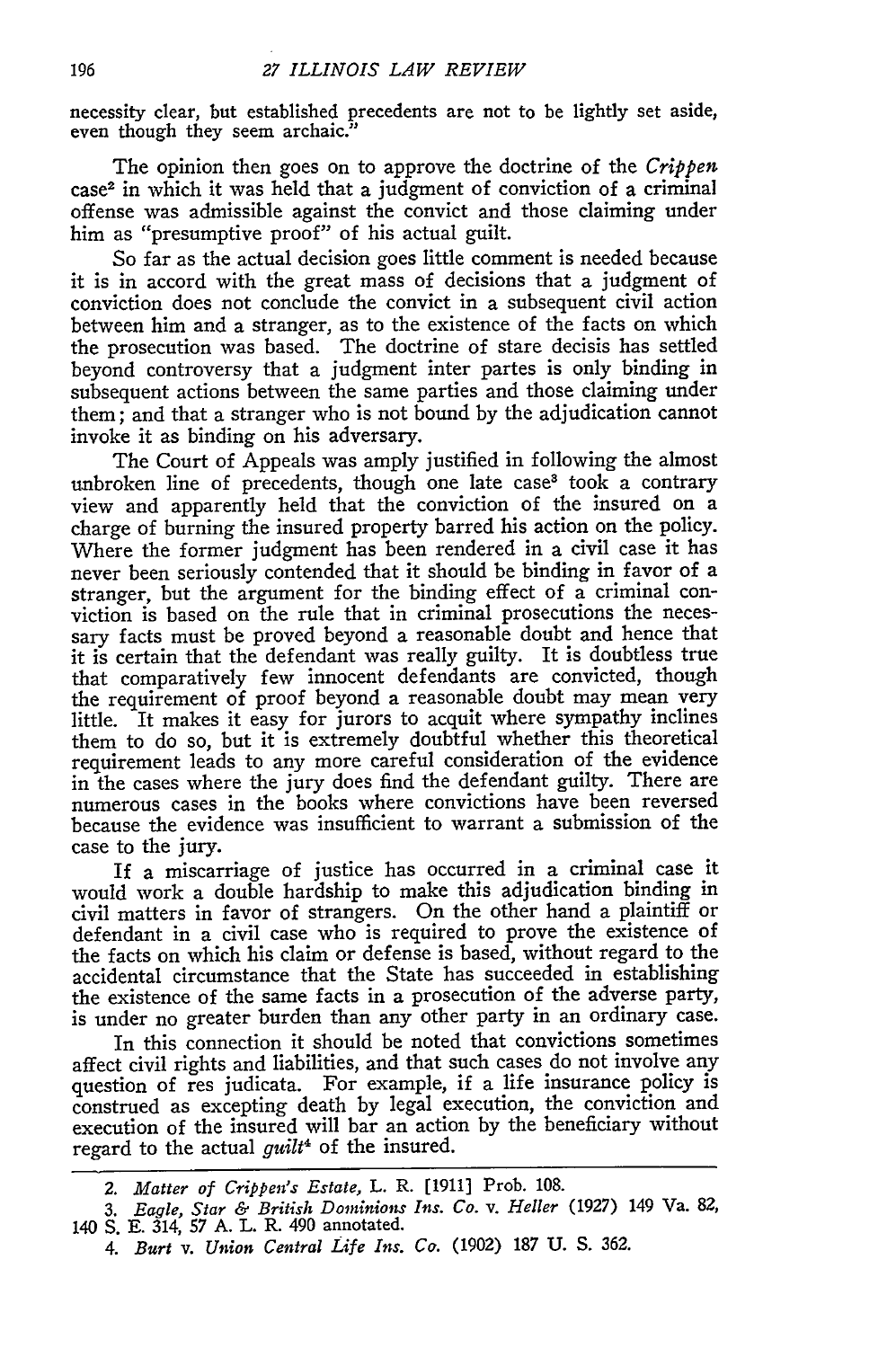necessity clear, but established precedents are not to be lightly set aside, even though they seem archaic."

The opinion then goes on to approve the doctrine of the *Crippen* case[2] in which it was held that a judgment of conviction of a criminal offense was admissible against the convict and those claiming under him as "presumptive proof" of his actual guilt.

So far as the actual decision goes little comment is needed because it is in accord with the great mass of decisions that a judgment of conviction does not conclude the convict in a subsequent civil action between him and a stranger, as to the existence of the facts on which the prosecution was based. The doctrine of stare decisis has settled beyond controversy that a judgment inter partes is only binding in subsequent actions between the same parties and those claiming under them; and that a stranger who is not bound by the adjudication cannot invoke it as binding on his adversary.

The Court of Appeals was amply justified in following the almost unbroken line of precedents, though one late case[3] took a contrary view and apparently held that the conviction of the insured on a charge of burning the insured property barred his action on the policy. Where the former judgment has been rendered in a civil case it has never been seriously contended that it should be binding in favor of a stranger, but the argument for the binding effect of a criminal conviction is based on the rule that in criminal prosecutions the necessary facts must be proved beyond a reasonable doubt and hence that it is certain that the defendant was really guilty. It is doubtless true that comparatively few innocent defendants are convicted, though the requirement of proof beyond a reasonable doubt may mean very little. It makes it easy for jurors to acquit where sympathy inclines them to do so, but it is extremely doubtful whether this theoretical requirement leads to any more careful consideration of the evidence in the cases where the jury does find the defendant guilty. There are numerous cases in the books where convictions have been reversed because the evidence was insufficient to warrant a submission of the case to the jury.

If a miscarriage of justice has occurred in a criminal case it would work a double hardship to make this adjudication binding in civil matters in favor of strangers. On the other hand a plaintiff or defendant in a civil case who is required to prove the existence of the facts on which his claim or defense is based, without regard to the accidental circumstance that the State has succeeded in establishing the existence of the same facts in a prosecution of the adverse party, is under no greater burden than any other party in an ordinary case.

In this connection it should be noted that convictions sometimes affect civil rights and liabilities, and that such cases do not involve any question of res judicata. For example, if a life insurance policy is construed as excepting death by legal execution, the conviction and execution of the insured will bar an action by the beneficiary without regard to the actual *guilt*[4] of the insured.

---

2. *Matter of Crippen's Estate*, L. R. [1911] Prob. 108.

3. *Eagle, Star & British Dominions Ins. Co.* v. *Heller* (1927) 149 Va. 82, 140 S. E. 314, 57 A. L. R. 490 annotated.

4. *Burt* v. *Union Central Life Ins. Co.* (1902) 187 U. S. 362.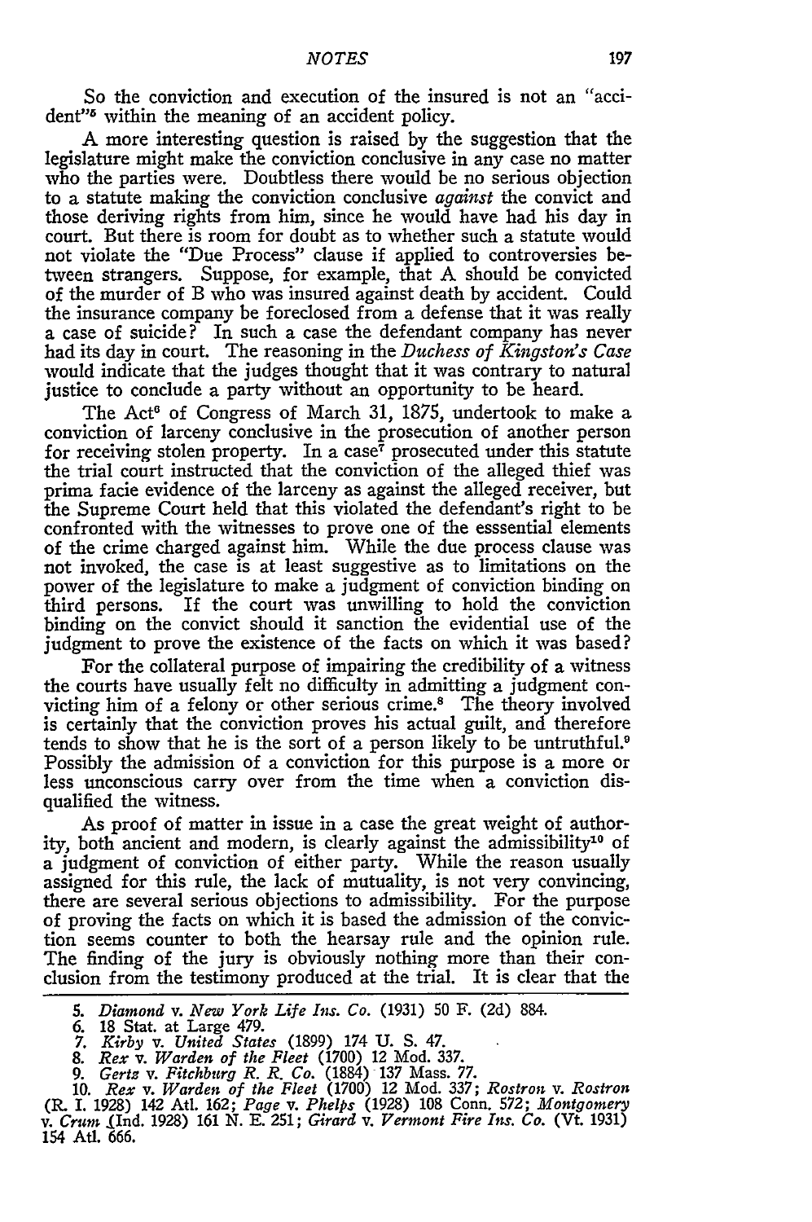So the conviction and execution of the insured is not an "accident"[5] within the meaning of an accident policy.

A more interesting question is raised by the suggestion that the legislature might make the conviction conclusive in any case no matter who the parties were. Doubtless there would be no serious objection to a statute making the conviction conclusive *against* the convict and those deriving rights from him, since he would have had his day in court. But there is room for doubt as to whether such a statute would not violate the "Due Process" clause if applied to controversies between strangers. Suppose, for example, that A should be convicted of the murder of B who was insured against death by accident. Could the insurance company be foreclosed from a defense that it was really a case of suicide? In such a case the defendant company has never had its day in court. The reasoning in the *Duchess of Kingston's Case* would indicate that the judges thought that it was contrary to natural justice to conclude a party without an opportunity to be heard.

The Act[6] of Congress of March 31, 1875, undertook to make a conviction of larceny conclusive in the prosecution of another person for receiving stolen property. In a case[7] prosecuted under this statute the trial court instructed that the conviction of the alleged thief was prima facie evidence of the larceny as against the alleged receiver, but the Supreme Court held that this violated the defendant's right to be confronted with the witnesses to prove one of the esssential elements of the crime charged against him. While the due process clause was not invoked, the case is at least suggestive as to limitations on the power of the legislature to make a judgment of conviction binding on third persons. If the court was unwilling to hold the conviction binding on the convict should it sanction the evidential use of the judgment to prove the existence of the facts on which it was based?

For the collateral purpose of impairing the credibility of a witness the courts have usually felt no difficulty in admitting a judgment convicting him of a felony or other serious crime.[8] The theory involved is certainly that the conviction proves his actual guilt, and therefore tends to show that he is the sort of a person likely to be untruthful.[9] Possibly the admission of a conviction for this purpose is a more or less unconscious carry over from the time when a conviction disqualified the witness.

As proof of matter in issue in a case the great weight of authority, both ancient and modern, is clearly against the admissibility[10] of a judgment of conviction of either party. While the reason usually assigned for this rule, the lack of mutuality, is not very convincing, there are several serious objections to admissibility. For the purpose of proving the facts on which it is based the admission of the conviction seems counter to both the hearsay rule and the opinion rule. The finding of the jury is obviously nothing more than their conclusion from the testimony produced at the trial. It is clear that the

---

5. *Diamond* v. *New York Life Ins. Co.* (1931) 50 F. (2d) 884.
6. 18 Stat. at Large 479.
7. *Kirby* v. *United States* (1899) 174 U. S. 47.
8. *Rex* v. *Warden of the Fleet* (1700) 12 Mod. 337.
9. *Gertz* v. *Fitchburg R. R. Co.* (1884) 137 Mass. 77.
10. *Rex* v. *Warden of the Fleet* (1700) 12 Mod. 337; *Rostron* v. *Rostron* (R. I. 1928) 142 Atl. 162; *Page* v. *Phelps* (1928) 108 Conn. 572; *Montgomery* v. *Crum* (Ind. 1928) 161 N. E. 251; *Girard* v. *Vermont Fire Ins. Co.* (Vt. 1931) 154 Atl. 666.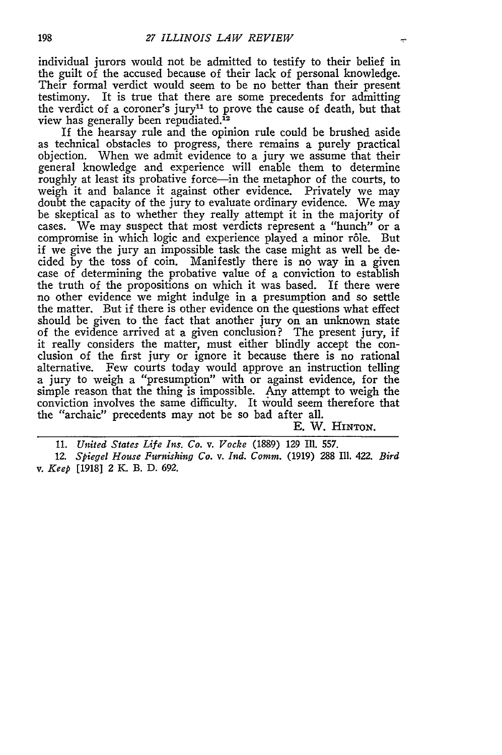individual jurors would not be admitted to testify to their belief in the guilt of the accused because of their lack of personal knowledge. Their formal verdict would seem to be no better than their present testimony. It is true that there are some precedents for admitting the verdict of a coroner's jury[11] to prove the cause of death, but that view has generally been repudiated.[12]

If the hearsay rule and the opinion rule could be brushed aside as technical obstacles to progress, there remains a purely practical objection. When we admit evidence to a jury we assume that their general knowledge and experience will enable them to determine roughly at least its probative force—in the metaphor of the courts, to weigh it and balance it against other evidence. Privately we may doubt the capacity of the jury to evaluate ordinary evidence. We may be skeptical as to whether they really attempt it in the majority of cases. We may suspect that most verdicts represent a "hunch" or a compromise in which logic and experience played a minor rôle. But if we give the jury an impossible task the case might as well be decided by the toss of coin. Manifestly there is no way in a given case of determining the probative value of a conviction to establish the truth of the propositions on which it was based. If there were no other evidence we might indulge in a presumption and so settle the matter. But if there is other evidence on the questions what effect should be given to the fact that another jury on an unknown state of the evidence arrived at a given conclusion? The present jury, if it really considers the matter, must either blindly accept the conclusion of the first jury or ignore it because there is no rational alternative. Few courts today would approve an instruction telling a jury to weigh a "presumption" with or against evidence, for the simple reason that the thing is impossible. Any attempt to weigh the conviction involves the same difficulty. It would seem therefore that the "archaic" precedents may not be so bad after all.

E. W. HINTON.

---

11. *United States Life Ins. Co.* v. *Vocke* (1889) 129 Ill. 557.

12. *Spiegel House Furnishing Co.* v. *Ind. Comm.* (1919) 288 Ill. 422. *Bird* v. *Keep* [1918] 2 K. B. D. 692.